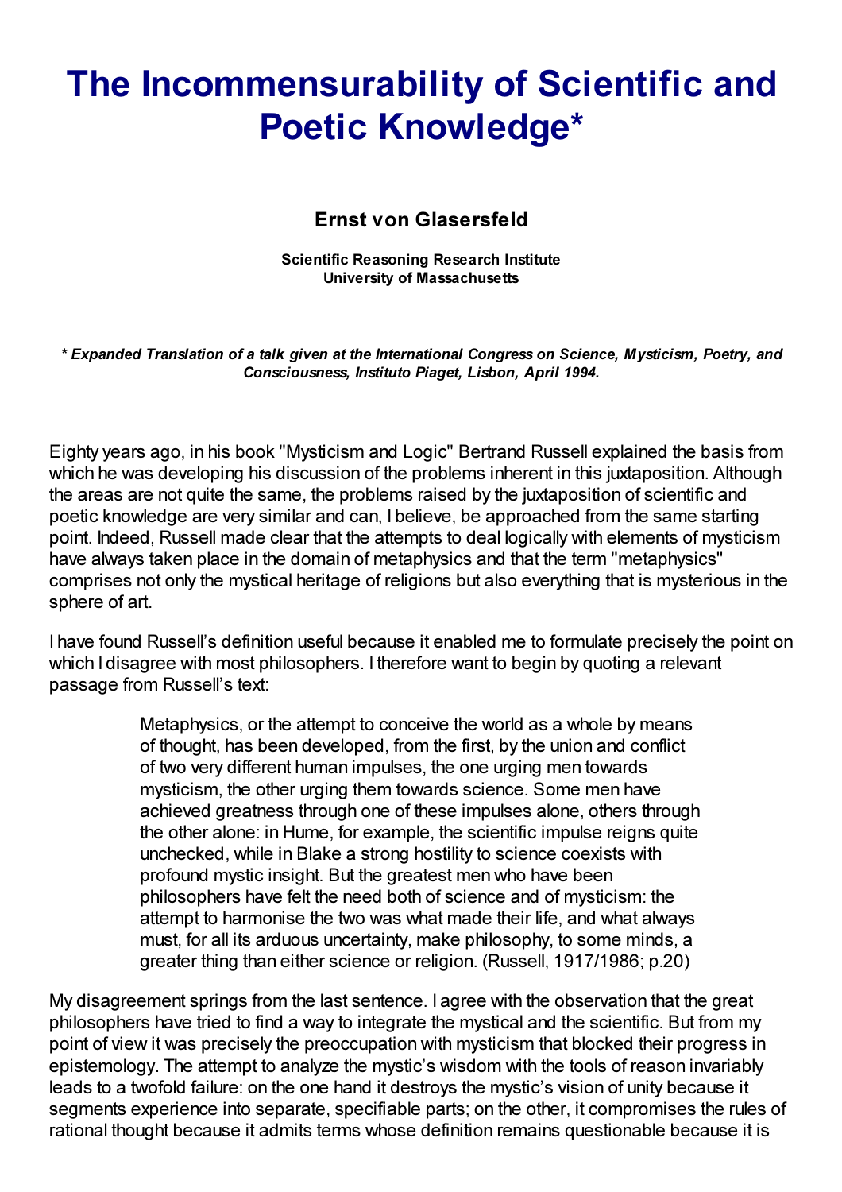# The Incommensurability of Scientific and Poetic Knowledge*

**Ernst von Glasersfeld**

**Scientific Reasoning Research Institute**
**University of Massachusetts**

***\* Expanded Translation of a talk given at the International Congress on Science, Mysticism, Poetry, and Consciousness, Instituto Piaget, Lisbon, April 1994.***

Eighty years ago, in his book "Mysticism and Logic" Bertrand Russell explained the basis from which he was developing his discussion of the problems inherent in this juxtaposition. Although the areas are not quite the same, the problems raised by the juxtaposition of scientific and poetic knowledge are very similar and can, I believe, be approached from the same starting point. Indeed, Russell made clear that the attempts to deal logically with elements of mysticism have always taken place in the domain of metaphysics and that the term "metaphysics" comprises not only the mystical heritage of religions but also everything that is mysterious in the sphere of art.

I have found Russell's definition useful because it enabled me to formulate precisely the point on which I disagree with most philosophers. I therefore want to begin by quoting a relevant passage from Russell's text:

> Metaphysics, or the attempt to conceive the world as a whole by means of thought, has been developed, from the first, by the union and conflict of two very different human impulses, the one urging men towards mysticism, the other urging them towards science. Some men have achieved greatness through one of these impulses alone, others through the other alone: in Hume, for example, the scientific impulse reigns quite unchecked, while in Blake a strong hostility to science coexists with profound mystic insight. But the greatest men who have been philosophers have felt the need both of science and of mysticism: the attempt to harmonise the two was what made their life, and what always must, for all its arduous uncertainty, make philosophy, to some minds, a greater thing than either science or religion. (Russell, 1917/1986; p.20)

My disagreement springs from the last sentence. I agree with the observation that the great philosophers have tried to find a way to integrate the mystical and the scientific. But from my point of view it was precisely the preoccupation with mysticism that blocked their progress in epistemology. The attempt to analyze the mystic's wisdom with the tools of reason invariably leads to a twofold failure: on the one hand it destroys the mystic's vision of unity because it segments experience into separate, specifiable parts; on the other, it compromises the rules of rational thought because it admits terms whose definition remains questionable because it is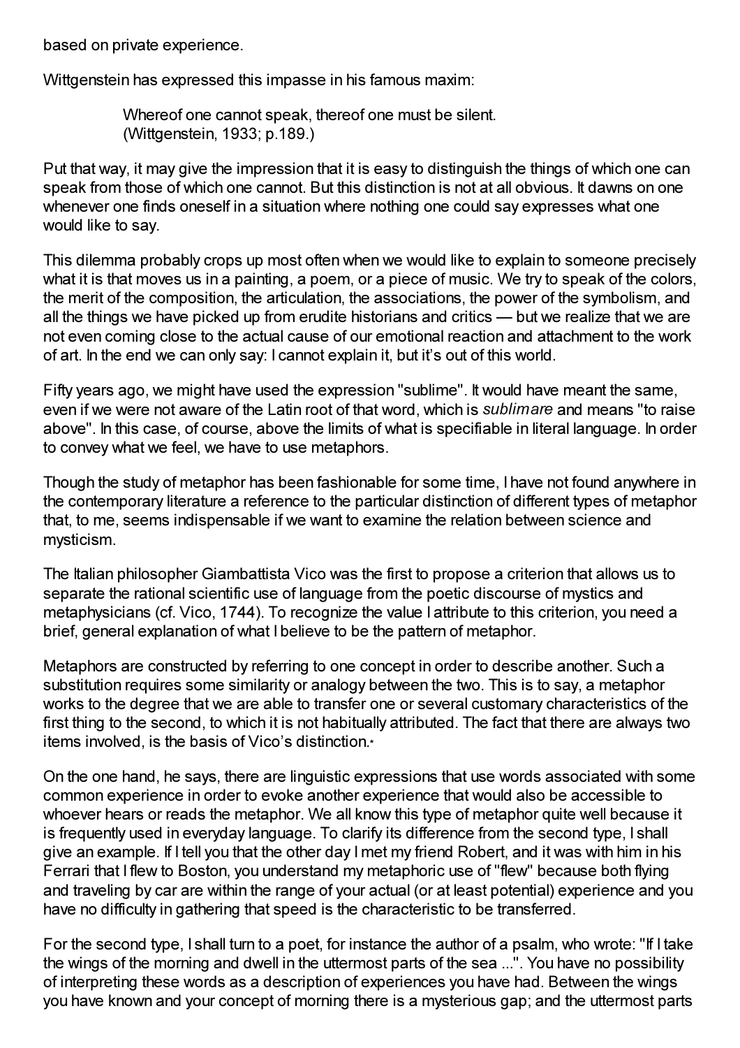based on private experience.

Wittgenstein has expressed this impasse in his famous maxim:

> Whereof one cannot speak, thereof one must be silent.
> (Wittgenstein, 1933; p.189.)

Put that way, it may give the impression that it is easy to distinguish the things of which one can speak from those of which one cannot. But this distinction is not at all obvious. It dawns on one whenever one finds oneself in a situation where nothing one could say expresses what one would like to say.

This dilemma probably crops up most often when we would like to explain to someone precisely what it is that moves us in a painting, a poem, or a piece of music. We try to speak of the colors, the merit of the composition, the articulation, the associations, the power of the symbolism, and all the things we have picked up from erudite historians and critics — but we realize that we are not even coming close to the actual cause of our emotional reaction and attachment to the work of art. In the end we can only say: I cannot explain it, but it's out of this world.

Fifty years ago, we might have used the expression "sublime". It would have meant the same, even if we were not aware of the Latin root of that word, which is *sublimare* and means "to raise above". In this case, of course, above the limits of what is specifiable in literal language. In order to convey what we feel, we have to use metaphors.

Though the study of metaphor has been fashionable for some time, I have not found anywhere in the contemporary literature a reference to the particular distinction of different types of metaphor that, to me, seems indispensable if we want to examine the relation between science and mysticism.

The Italian philosopher Giambattista Vico was the first to propose a criterion that allows us to separate the rational scientific use of language from the poetic discourse of mystics and metaphysicians (cf. Vico, 1744). To recognize the value I attribute to this criterion, you need a brief, general explanation of what I believe to be the pattern of metaphor.

Metaphors are constructed by referring to one concept in order to describe another. Such a substitution requires some similarity or analogy between the two. This is to say, a metaphor works to the degree that we are able to transfer one or several customary characteristics of the first thing to the second, to which it is not habitually attributed. The fact that there are always two items involved, is the basis of Vico's distinction.*

On the one hand, he says, there are linguistic expressions that use words associated with some common experience in order to evoke another experience that would also be accessible to whoever hears or reads the metaphor. We all know this type of metaphor quite well because it is frequently used in everyday language. To clarify its difference from the second type, I shall give an example. If I tell you that the other day I met my friend Robert, and it was with him in his Ferrari that I flew to Boston, you understand my metaphoric use of "flew" because both flying and traveling by car are within the range of your actual (or at least potential) experience and you have no difficulty in gathering that speed is the characteristic to be transferred.

For the second type, I shall turn to a poet, for instance the author of a psalm, who wrote: "If I take the wings of the morning and dwell in the uttermost parts of the sea ...". You have no possibility of interpreting these words as a description of experiences you have had. Between the wings you have known and your concept of morning there is a mysterious gap; and the uttermost parts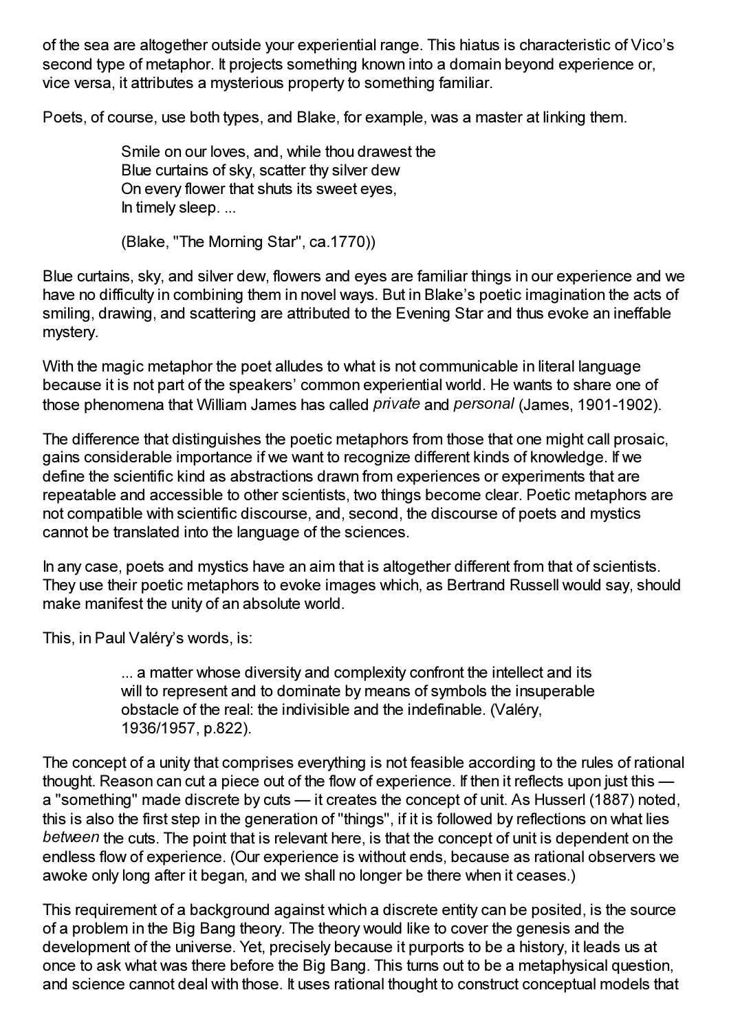of the sea are altogether outside your experiential range. This hiatus is characteristic of Vico's second type of metaphor. It projects something known into a domain beyond experience or, vice versa, it attributes a mysterious property to something familiar.

Poets, of course, use both types, and Blake, for example, was a master at linking them.

> Smile on our loves, and, while thou drawest the
> Blue curtains of sky, scatter thy silver dew
> On every flower that shuts its sweet eyes,
> In timely sleep. ...
>
> (Blake, "The Morning Star", ca.1770))

Blue curtains, sky, and silver dew, flowers and eyes are familiar things in our experience and we have no difficulty in combining them in novel ways. But in Blake's poetic imagination the acts of smiling, drawing, and scattering are attributed to the Evening Star and thus evoke an ineffable mystery.

With the magic metaphor the poet alludes to what is not communicable in literal language because it is not part of the speakers' common experiential world. He wants to share one of those phenomena that William James has called *private* and *personal* (James, 1901-1902).

The difference that distinguishes the poetic metaphors from those that one might call prosaic, gains considerable importance if we want to recognize different kinds of knowledge. If we define the scientific kind as abstractions drawn from experiences or experiments that are repeatable and accessible to other scientists, two things become clear. Poetic metaphors are not compatible with scientific discourse, and, second, the discourse of poets and mystics cannot be translated into the language of the sciences.

In any case, poets and mystics have an aim that is altogether different from that of scientists. They use their poetic metaphors to evoke images which, as Bertrand Russell would say, should make manifest the unity of an absolute world.

This, in Paul Valéry's words, is:

> ... a matter whose diversity and complexity confront the intellect and its will to represent and to dominate by means of symbols the insuperable obstacle of the real: the indivisible and the indefinable. (Valéry, 1936/1957, p.822).

The concept of a unity that comprises everything is not feasible according to the rules of rational thought. Reason can cut a piece out of the flow of experience. If then it reflects upon just this — a "something" made discrete by cuts — it creates the concept of unit. As Husserl (1887) noted, this is also the first step in the generation of "things", if it is followed by reflections on what lies *between* the cuts. The point that is relevant here, is that the concept of unit is dependent on the endless flow of experience. (Our experience is without ends, because as rational observers we awoke only long after it began, and we shall no longer be there when it ceases.)

This requirement of a background against which a discrete entity can be posited, is the source of a problem in the Big Bang theory. The theory would like to cover the genesis and the development of the universe. Yet, precisely because it purports to be a history, it leads us at once to ask what was there before the Big Bang. This turns out to be a metaphysical question, and science cannot deal with those. It uses rational thought to construct conceptual models that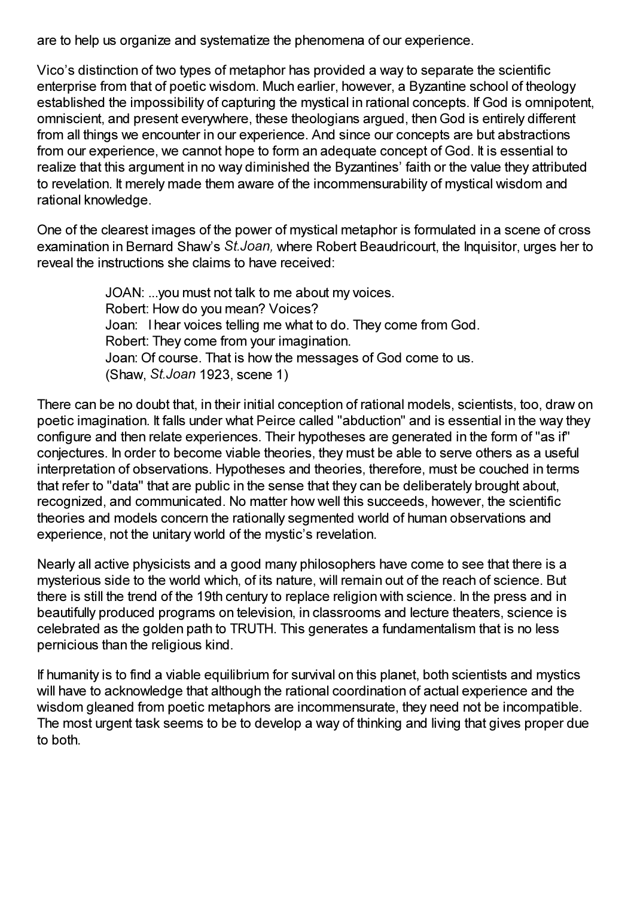are to help us organize and systematize the phenomena of our experience.

Vico's distinction of two types of metaphor has provided a way to separate the scientific enterprise from that of poetic wisdom. Much earlier, however, a Byzantine school of theology established the impossibility of capturing the mystical in rational concepts. If God is omnipotent, omniscient, and present everywhere, these theologians argued, then God is entirely different from all things we encounter in our experience. And since our concepts are but abstractions from our experience, we cannot hope to form an adequate concept of God. It is essential to realize that this argument in no way diminished the Byzantines' faith or the value they attributed to revelation. It merely made them aware of the incommensurability of mystical wisdom and rational knowledge.

One of the clearest images of the power of mystical metaphor is formulated in a scene of cross examination in Bernard Shaw's *St.Joan,* where Robert Beaudricourt, the Inquisitor, urges her to reveal the instructions she claims to have received:

> JOAN: ...you must not talk to me about my voices.
> Robert: How do you mean? Voices?
> Joan: I hear voices telling me what to do. They come from God.
> Robert: They come from your imagination.
> Joan: Of course. That is how the messages of God come to us.
> (Shaw, *St.Joan* 1923, scene 1)

There can be no doubt that, in their initial conception of rational models, scientists, too, draw on poetic imagination. It falls under what Peirce called "abduction" and is essential in the way they configure and then relate experiences. Their hypotheses are generated in the form of "as if" conjectures. In order to become viable theories, they must be able to serve others as a useful interpretation of observations. Hypotheses and theories, therefore, must be couched in terms that refer to "data" that are public in the sense that they can be deliberately brought about, recognized, and communicated. No matter how well this succeeds, however, the scientific theories and models concern the rationally segmented world of human observations and experience, not the unitary world of the mystic's revelation.

Nearly all active physicists and a good many philosophers have come to see that there is a mysterious side to the world which, of its nature, will remain out of the reach of science. But there is still the trend of the 19th century to replace religion with science. In the press and in beautifully produced programs on television, in classrooms and lecture theaters, science is celebrated as the golden path to TRUTH. This generates a fundamentalism that is no less pernicious than the religious kind.

If humanity is to find a viable equilibrium for survival on this planet, both scientists and mystics will have to acknowledge that although the rational coordination of actual experience and the wisdom gleaned from poetic metaphors are incommensurate, they need not be incompatible. The most urgent task seems to be to develop a way of thinking and living that gives proper due to both.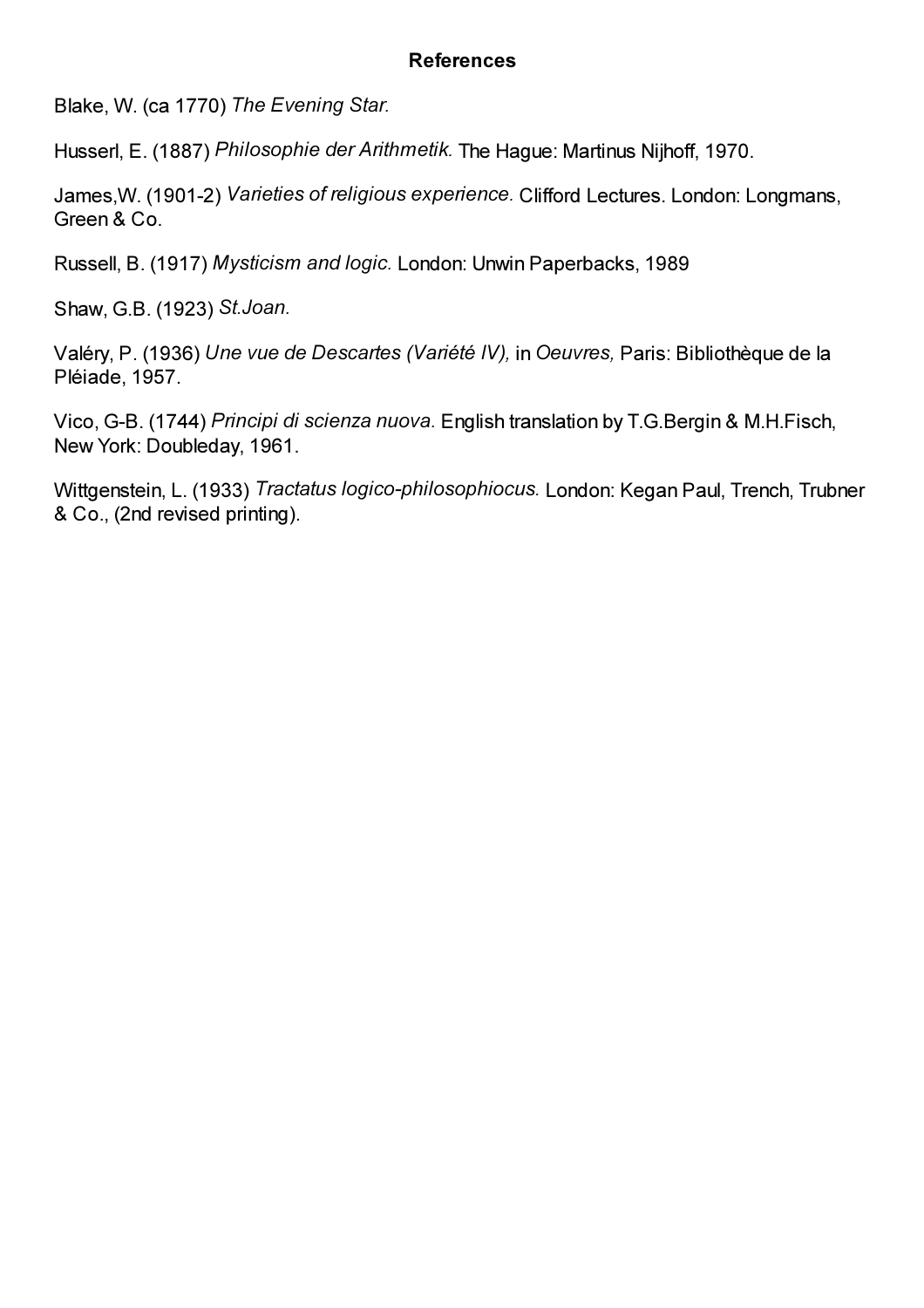**References**

Blake, W. (ca 1770) *The Evening Star.*

Husserl, E. (1887) *Philosophie der Arithmetik.* The Hague: Martinus Nijhoff, 1970.

James,W. (1901-2) *Varieties of religious experience.* Clifford Lectures. London: Longmans, Green & Co.

Russell, B. (1917) *Mysticism and logic.* London: Unwin Paperbacks, 1989

Shaw, G.B. (1923) *St.Joan.*

Valéry, P. (1936) *Une vue de Descartes (Variété IV),* in *Oeuvres,* Paris: Bibliothèque de la Pléiade, 1957.

Vico, G-B. (1744) *Principi di scienza nuova.* English translation by T.G.Bergin & M.H.Fisch, New York: Doubleday, 1961.

Wittgenstein, L. (1933) *Tractatus logico-philosophiocus.* London: Kegan Paul, Trench, Trubner & Co., (2nd revised printing).